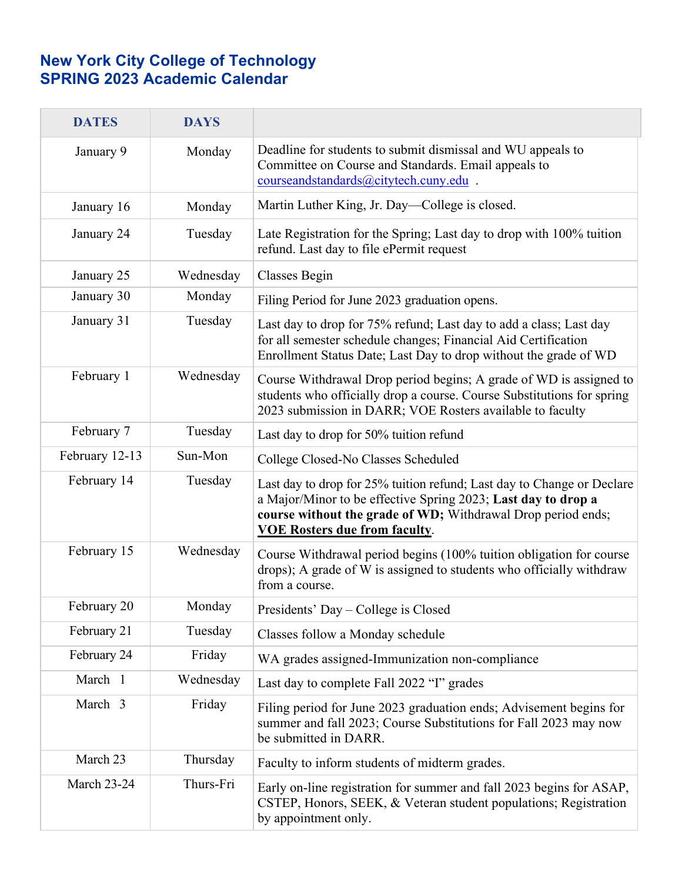# New York City College of Technology
# SPRING 2023 Academic Calendar

| DATES | DAYS | |
|---|---|---|
| January 9 | Monday | Deadline for students to submit dismissal and WU appeals to Committee on Course and Standards. Email appeals to courseandstandards@citytech.cuny.edu . |
| January 16 | Monday | Martin Luther King, Jr. Day—College is closed. |
| January 24 | Tuesday | Late Registration for the Spring; Last day to drop with 100% tuition refund. Last day to file ePermit request |
| January 25 | Wednesday | Classes Begin |
| January 30 | Monday | Filing Period for June 2023 graduation opens. |
| January 31 | Tuesday | Last day to drop for 75% refund; Last day to add a class; Last day for all semester schedule changes; Financial Aid Certification Enrollment Status Date; Last Day to drop without the grade of WD |
| February 1 | Wednesday | Course Withdrawal Drop period begins; A grade of WD is assigned to students who officially drop a course. Course Substitutions for spring 2023 submission in DARR; VOE Rosters available to faculty |
| February 7 | Tuesday | Last day to drop for 50% tuition refund |
| February 12-13 | Sun-Mon | College Closed-No Classes Scheduled |
| February 14 | Tuesday | Last day to drop for 25% tuition refund; Last day to Change or Declare a Major/Minor to be effective Spring 2023; **Last day to drop a course without the grade of WD;** Withdrawal Drop period ends; **VOE Rosters due from faculty**. |
| February 15 | Wednesday | Course Withdrawal period begins (100% tuition obligation for course drops); A grade of W is assigned to students who officially withdraw from a course. |
| February 20 | Monday | Presidents' Day – College is Closed |
| February 21 | Tuesday | Classes follow a Monday schedule |
| February 24 | Friday | WA grades assigned-Immunization non-compliance |
| March 1 | Wednesday | Last day to complete Fall 2022 "I" grades |
| March 3 | Friday | Filing period for June 2023 graduation ends; Advisement begins for summer and fall 2023; Course Substitutions for Fall 2023 may now be submitted in DARR. |
| March 23 | Thursday | Faculty to inform students of midterm grades. |
| March 23-24 | Thurs-Fri | Early on-line registration for summer and fall 2023 begins for ASAP, CSTEP, Honors, SEEK, & Veteran student populations; Registration by appointment only. |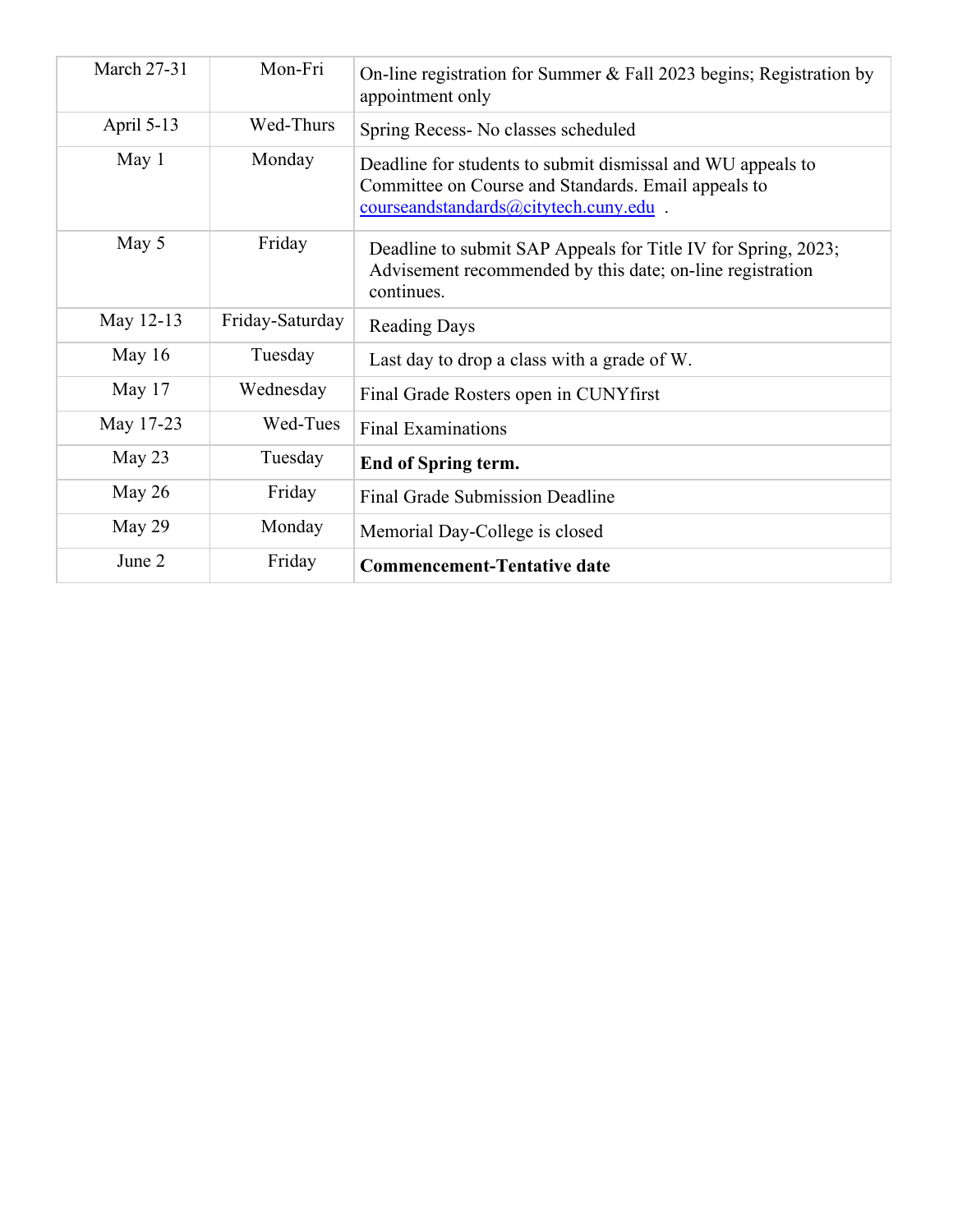| | | |
|---|---|---|
| March 27-31 | Mon-Fri | On-line registration for Summer & Fall 2023 begins; Registration by appointment only |
| April 5-13 | Wed-Thurs | Spring Recess- No classes scheduled |
| May 1 | Monday | Deadline for students to submit dismissal and WU appeals to Committee on Course and Standards. Email appeals to courseandstandards@citytech.cuny.edu . |
| May 5 | Friday | Deadline to submit SAP Appeals for Title IV for Spring, 2023; Advisement recommended by this date; on-line registration continues. |
| May 12-13 | Friday-Saturday | Reading Days |
| May 16 | Tuesday | Last day to drop a class with a grade of W. |
| May 17 | Wednesday | Final Grade Rosters open in CUNYfirst |
| May 17-23 | Wed-Tues | Final Examinations |
| May 23 | Tuesday | **End of Spring term.** |
| May 26 | Friday | Final Grade Submission Deadline |
| May 29 | Monday | Memorial Day-College is closed |
| June 2 | Friday | **Commencement-Tentative date** |